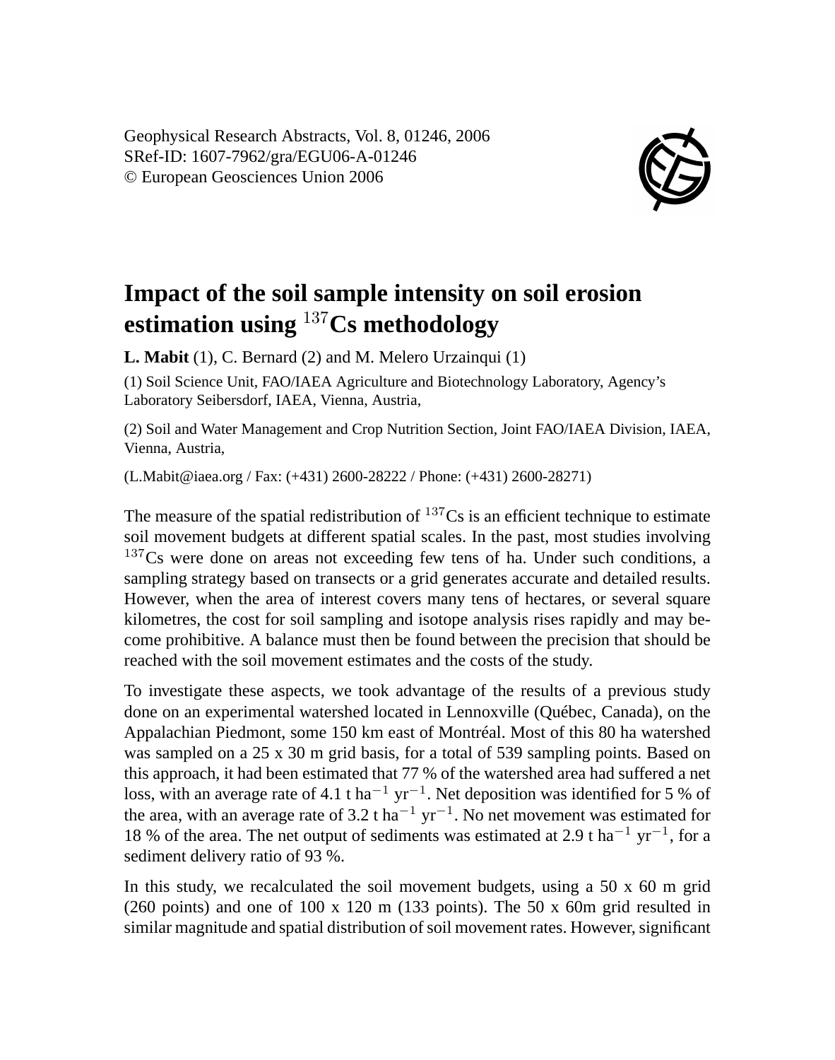Geophysical Research Abstracts, Vol. 8, 01246, 2006
SRef-ID: 1607-7962/gra/EGU06-A-01246
© European Geosciences Union 2006

# Impact of the soil sample intensity on soil erosion estimation using $^{137}$Cs methodology

**L. Mabit** (1), C. Bernard (2) and M. Melero Urzainqui (1)

(1) Soil Science Unit, FAO/IAEA Agriculture and Biotechnology Laboratory, Agency's Laboratory Seibersdorf, IAEA, Vienna, Austria,

(2) Soil and Water Management and Crop Nutrition Section, Joint FAO/IAEA Division, IAEA, Vienna, Austria,

(L.Mabit@iaea.org / Fax: (+431) 2600-28222 / Phone: (+431) 2600-28271)

The measure of the spatial redistribution of $^{137}$Cs is an efficient technique to estimate soil movement budgets at different spatial scales. In the past, most studies involving $^{137}$Cs were done on areas not exceeding few tens of ha. Under such conditions, a sampling strategy based on transects or a grid generates accurate and detailed results. However, when the area of interest covers many tens of hectares, or several square kilometres, the cost for soil sampling and isotope analysis rises rapidly and may become prohibitive. A balance must then be found between the precision that should be reached with the soil movement estimates and the costs of the study.

To investigate these aspects, we took advantage of the results of a previous study done on an experimental watershed located in Lennoxville (Québec, Canada), on the Appalachian Piedmont, some 150 km east of Montréal. Most of this 80 ha watershed was sampled on a 25 x 30 m grid basis, for a total of 539 sampling points. Based on this approach, it had been estimated that 77 % of the watershed area had suffered a net loss, with an average rate of 4.1 t $ha^{-1}$ $yr^{-1}$. Net deposition was identified for 5 % of the area, with an average rate of 3.2 t $ha^{-1}$ $yr^{-1}$. No net movement was estimated for 18 % of the area. The net output of sediments was estimated at 2.9 t $ha^{-1}$ $yr^{-1}$, for a sediment delivery ratio of 93 %.

In this study, we recalculated the soil movement budgets, using a 50 x 60 m grid (260 points) and one of 100 x 120 m (133 points). The 50 x 60m grid resulted in similar magnitude and spatial distribution of soil movement rates. However, significant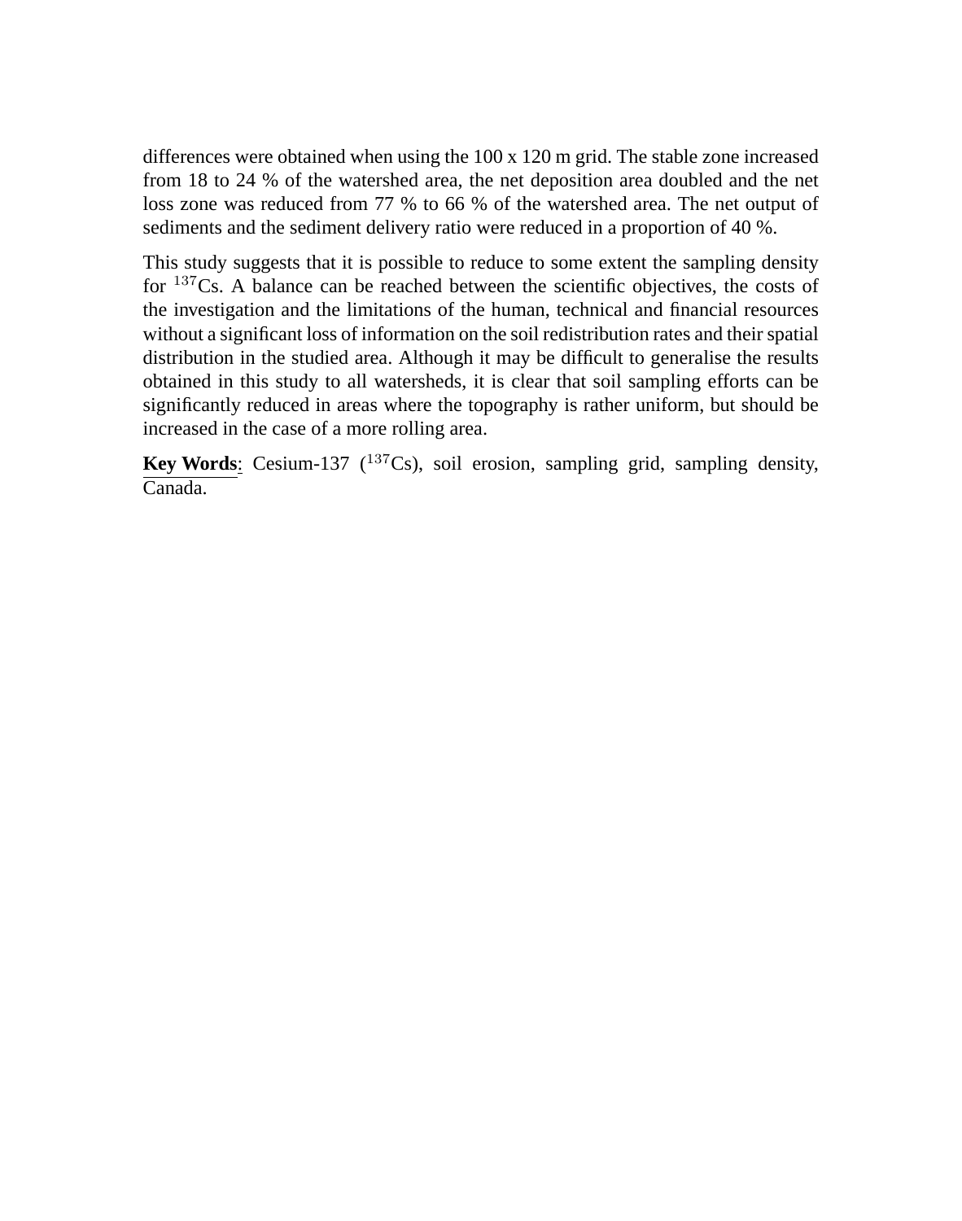differences were obtained when using the 100 x 120 m grid. The stable zone increased from 18 to 24 % of the watershed area, the net deposition area doubled and the net loss zone was reduced from 77 % to 66 % of the watershed area. The net output of sediments and the sediment delivery ratio were reduced in a proportion of 40 %.

This study suggests that it is possible to reduce to some extent the sampling density for $^{137}$Cs. A balance can be reached between the scientific objectives, the costs of the investigation and the limitations of the human, technical and financial resources without a significant loss of information on the soil redistribution rates and their spatial distribution in the studied area. Although it may be difficult to generalise the results obtained in this study to all watersheds, it is clear that soil sampling efforts can be significantly reduced in areas where the topography is rather uniform, but should be increased in the case of a more rolling area.

**Key Words**: Cesium-137 ($^{137}$Cs), soil erosion, sampling grid, sampling density, Canada.